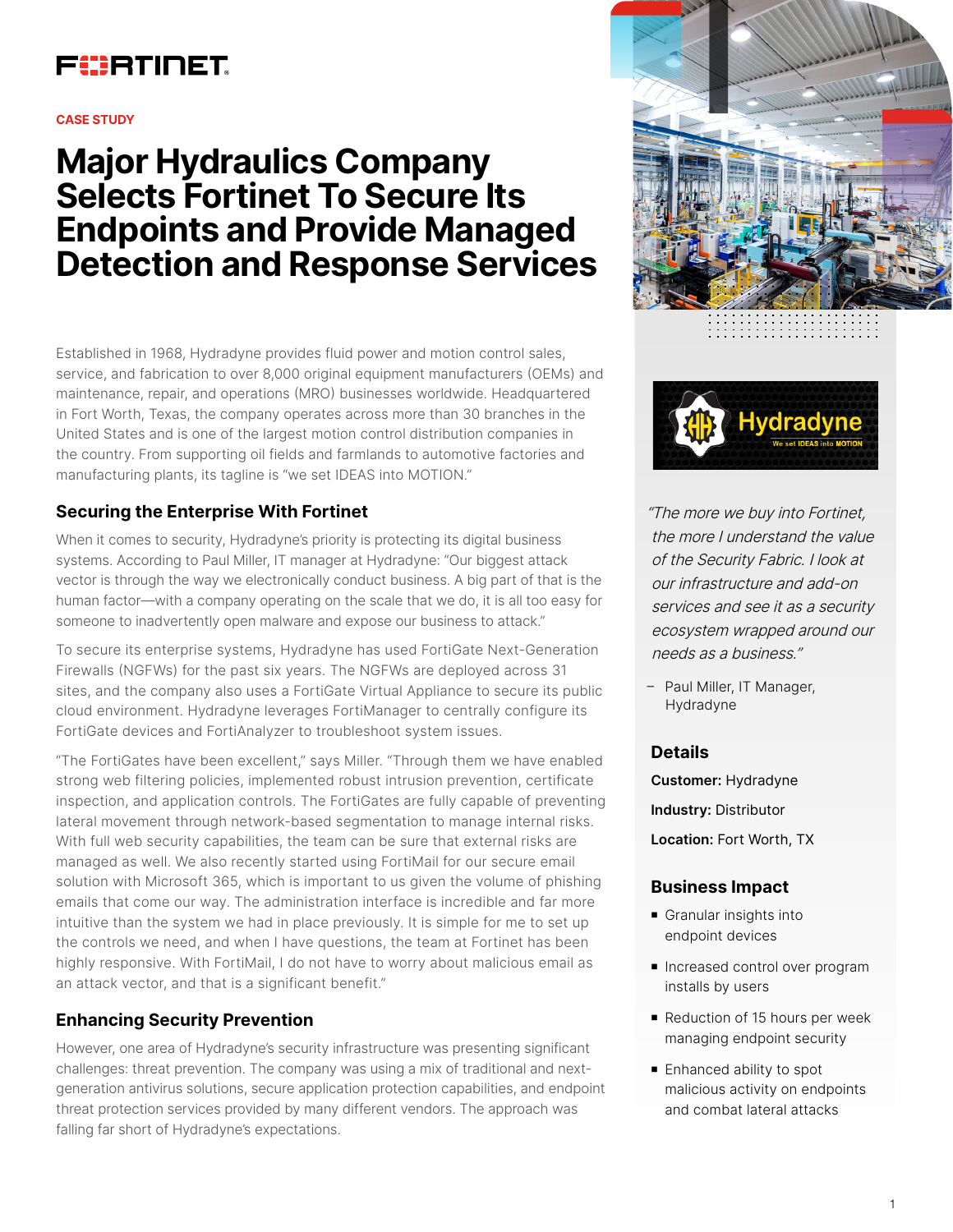CASE STUDY

# Major Hydraulics Company Selects Fortinet To Secure Its Endpoints and Provide Managed Detection and Response Services

Established in 1968, Hydradyne provides fluid power and motion control sales, service, and fabrication to over 8,000 original equipment manufacturers (OEMs) and maintenance, repair, and operations (MRO) businesses worldwide. Headquartered in Fort Worth, Texas, the company operates across more than 30 branches in the United States and is one of the largest motion control distribution companies in the country. From supporting oil fields and farmlands to automotive factories and manufacturing plants, its tagline is "we set IDEAS into MOTION."

## Securing the Enterprise With Fortinet

When it comes to security, Hydradyne's priority is protecting its digital business systems. According to Paul Miller, IT manager at Hydradyne: "Our biggest attack vector is through the way we electronically conduct business. A big part of that is the human factor—with a company operating on the scale that we do, it is all too easy for someone to inadvertently open malware and expose our business to attack."

To secure its enterprise systems, Hydradyne has used FortiGate Next-Generation Firewalls (NGFWs) for the past six years. The NGFWs are deployed across 31 sites, and the company also uses a FortiGate Virtual Appliance to secure its public cloud environment. Hydradyne leverages FortiManager to centrally configure its FortiGate devices and FortiAnalyzer to troubleshoot system issues.

"The FortiGates have been excellent," says Miller. "Through them we have enabled strong web filtering policies, implemented robust intrusion prevention, certificate inspection, and application controls. The FortiGates are fully capable of preventing lateral movement through network-based segmentation to manage internal risks. With full web security capabilities, the team can be sure that external risks are managed as well. We also recently started using FortiMail for our secure email solution with Microsoft 365, which is important to us given the volume of phishing emails that come our way. The administration interface is incredible and far more intuitive than the system we had in place previously. It is simple for me to set up the controls we need, and when I have questions, the team at Fortinet has been highly responsive. With FortiMail, I do not have to worry about malicious email as an attack vector, and that is a significant benefit."

## Enhancing Security Prevention

However, one area of Hydradyne's security infrastructure was presenting significant challenges: threat prevention. The company was using a mix of traditional and next-generation antivirus solutions, secure application protection capabilities, and endpoint threat protection services provided by many different vendors. The approach was falling far short of Hydradyne's expectations.

*"The more we buy into Fortinet, the more I understand the value of the Security Fabric. I look at our infrastructure and add-on services and see it as a security ecosystem wrapped around our needs as a business."*

– Paul Miller, IT Manager, Hydradyne

## Details

**Customer:** Hydradyne

**Industry:** Distributor

**Location:** Fort Worth, TX

## Business Impact

- Granular insights into endpoint devices
- Increased control over program installs by users
- Reduction of 15 hours per week managing endpoint security
- Enhanced ability to spot malicious activity on endpoints and combat lateral attacks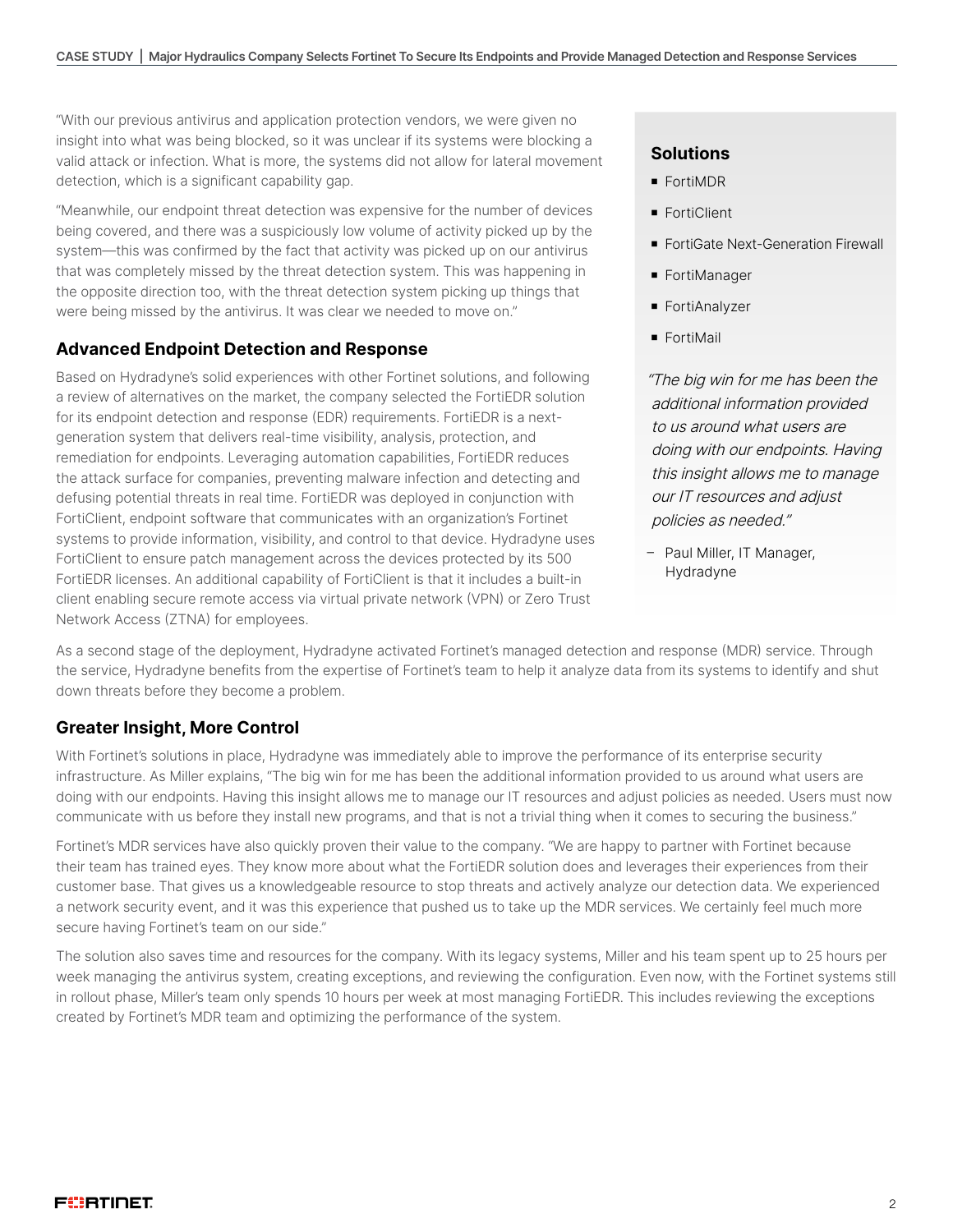"With our previous antivirus and application protection vendors, we were given no insight into what was being blocked, so it was unclear if its systems were blocking a valid attack or infection. What is more, the systems did not allow for lateral movement detection, which is a significant capability gap.

"Meanwhile, our endpoint threat detection was expensive for the number of devices being covered, and there was a suspiciously low volume of activity picked up by the system—this was confirmed by the fact that activity was picked up on our antivirus that was completely missed by the threat detection system. This was happening in the opposite direction too, with the threat detection system picking up things that were being missed by the antivirus. It was clear we needed to move on."

## Advanced Endpoint Detection and Response

Based on Hydradyne's solid experiences with other Fortinet solutions, and following a review of alternatives on the market, the company selected the FortiEDR solution for its endpoint detection and response (EDR) requirements. FortiEDR is a next-generation system that delivers real-time visibility, analysis, protection, and remediation for endpoints. Leveraging automation capabilities, FortiEDR reduces the attack surface for companies, preventing malware infection and detecting and defusing potential threats in real time. FortiEDR was deployed in conjunction with FortiClient, endpoint software that communicates with an organization's Fortinet systems to provide information, visibility, and control to that device. Hydradyne uses FortiClient to ensure patch management across the devices protected by its 500 FortiEDR licenses. An additional capability of FortiClient is that it includes a built-in client enabling secure remote access via virtual private network (VPN) or Zero Trust Network Access (ZTNA) for employees.

### Solutions

- FortiMDR
- FortiClient
- FortiGate Next-Generation Firewall
- FortiManager
- FortiAnalyzer
- FortiMail

*"The big win for me has been the additional information provided to us around what users are doing with our endpoints. Having this insight allows me to manage our IT resources and adjust policies as needed."*

– Paul Miller, IT Manager, Hydradyne

As a second stage of the deployment, Hydradyne activated Fortinet's managed detection and response (MDR) service. Through the service, Hydradyne benefits from the expertise of Fortinet's team to help it analyze data from its systems to identify and shut down threats before they become a problem.

## Greater Insight, More Control

With Fortinet's solutions in place, Hydradyne was immediately able to improve the performance of its enterprise security infrastructure. As Miller explains, "The big win for me has been the additional information provided to us around what users are doing with our endpoints. Having this insight allows me to manage our IT resources and adjust policies as needed. Users must now communicate with us before they install new programs, and that is not a trivial thing when it comes to securing the business."

Fortinet's MDR services have also quickly proven their value to the company. "We are happy to partner with Fortinet because their team has trained eyes. They know more about what the FortiEDR solution does and leverages their experiences from their customer base. That gives us a knowledgeable resource to stop threats and actively analyze our detection data. We experienced a network security event, and it was this experience that pushed us to take up the MDR services. We certainly feel much more secure having Fortinet's team on our side."

The solution also saves time and resources for the company. With its legacy systems, Miller and his team spent up to 25 hours per week managing the antivirus system, creating exceptions, and reviewing the configuration. Even now, with the Fortinet systems still in rollout phase, Miller's team only spends 10 hours per week at most managing FortiEDR. This includes reviewing the exceptions created by Fortinet's MDR team and optimizing the performance of the system.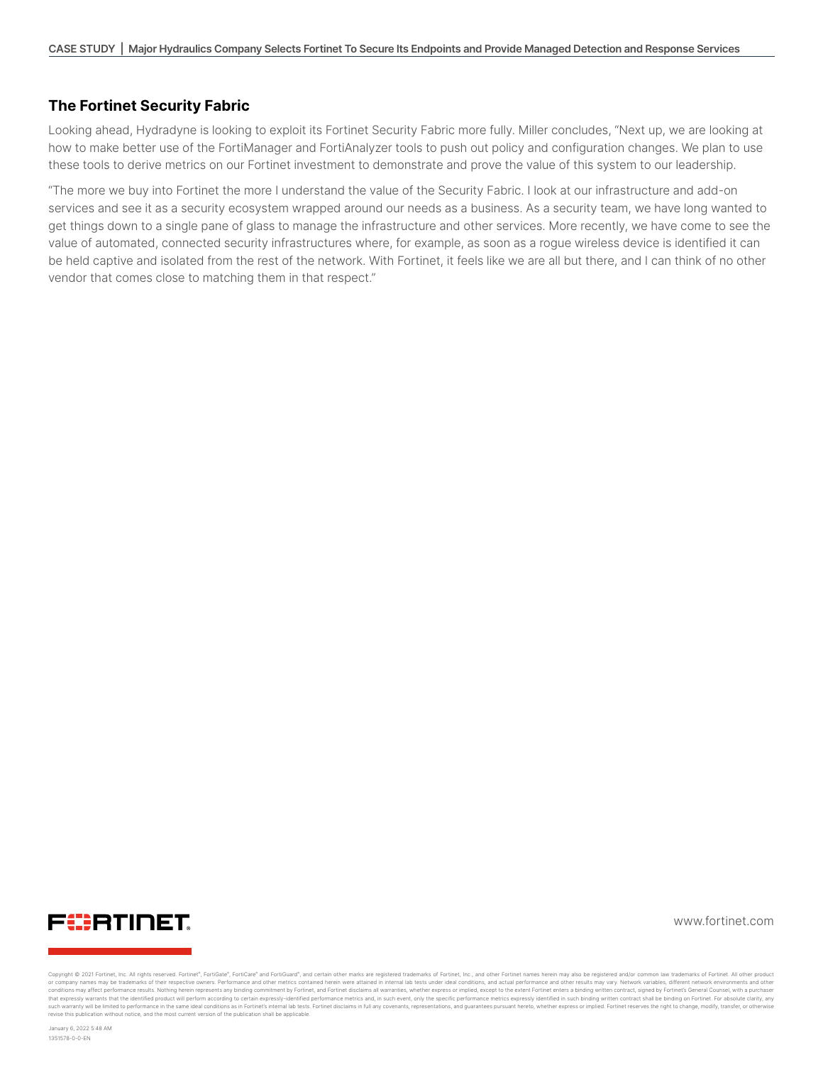## The Fortinet Security Fabric

Looking ahead, Hydradyne is looking to exploit its Fortinet Security Fabric more fully. Miller concludes, "Next up, we are looking at how to make better use of the FortiManager and FortiAnalyzer tools to push out policy and configuration changes. We plan to use these tools to derive metrics on our Fortinet investment to demonstrate and prove the value of this system to our leadership.

"The more we buy into Fortinet the more I understand the value of the Security Fabric. I look at our infrastructure and add-on services and see it as a security ecosystem wrapped around our needs as a business. As a security team, we have long wanted to get things down to a single pane of glass to manage the infrastructure and other services. More recently, we have come to see the value of automated, connected security infrastructures where, for example, as soon as a rogue wireless device is identified it can be held captive and isolated from the rest of the network. With Fortinet, it feels like we are all but there, and I can think of no other vendor that comes close to matching them in that respect."

FORTINET

www.fortinet.com

Copyright © 2021 Fortinet, Inc. All rights reserved. Fortinet®, FortiGate®, FortiCare® and FortiGuard®, and certain other marks are registered trademarks of Fortinet, Inc., and other Fortinet names herein may also be registered and/or common law trademarks of Fortinet. All other product or company names may be trademarks of their respective owners. Performance and other metrics contained herein were attained in internal lab tests under ideal conditions, and actual performance and other results may vary. Network variables, different network environments and other conditions may affect performance results. Nothing herein represents any binding commitment by Fortinet, and Fortinet disclaims all warranties, whether express or implied, except to the extent Fortinet enters a binding written contract, signed by Fortinet's General Counsel, with a purchaser that expressly warrants that the identified product will perform according to certain expressly-identified performance metrics and, in such event, only the specific performance metrics expressly identified in such binding written contract shall be binding on Fortinet. For absolute clarity, any such warranty will be limited to performance in the same ideal conditions as in Fortinet's internal lab tests. Fortinet disclaims in full any covenants, representations, and guarantees pursuant hereto, whether express or implied. Fortinet reserves the right to change, modify, transfer, or otherwise revise this publication without notice, and the most current version of the publication shall be applicable.

January 6, 2022 5:48 AM
1351578-0-0-EN